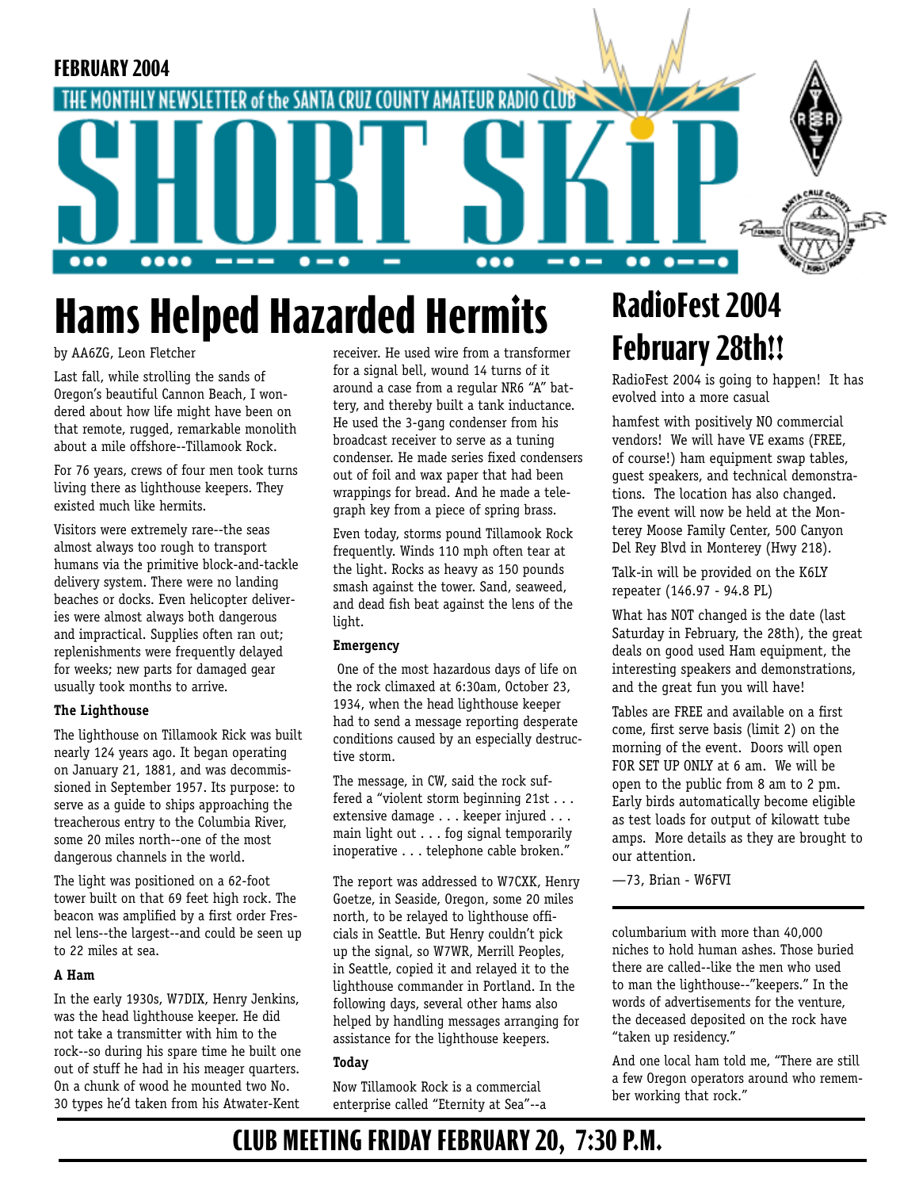FEBRUARY 2004

THE MONTHLY NEWSLETTER of the SANTA CRUZ COUNTY AMATEUR RADIO CLUB

# SHORT SKIP

# Hams Helped Hazarded Hermits

by AA6ZG, Leon Fletcher

Last fall, while strolling the sands of Oregon's beautiful Cannon Beach, I wondered about how life might have been on that remote, rugged, remarkable monolith about a mile offshore--Tillamook Rock.

For 76 years, crews of four men took turns living there as lighthouse keepers. They existed much like hermits.

Visitors were extremely rare--the seas almost always too rough to transport humans via the primitive block-and-tackle delivery system. There were no landing beaches or docks. Even helicopter deliveries were almost always both dangerous and impractical. Supplies often ran out; replenishments were frequently delayed for weeks; new parts for damaged gear usually took months to arrive.

**The Lighthouse**

The lighthouse on Tillamook Rick was built nearly 124 years ago. It began operating on January 21, 1881, and was decommissioned in September 1957. Its purpose: to serve as a guide to ships approaching the treacherous entry to the Columbia River, some 20 miles north--one of the most dangerous channels in the world.

The light was positioned on a 62-foot tower built on that 69 feet high rock. The beacon was amplified by a first order Fresnel lens--the largest--and could be seen up to 22 miles at sea.

**A Ham**

In the early 1930s, W7DIX, Henry Jenkins, was the head lighthouse keeper. He did not take a transmitter with him to the rock--so during his spare time he built one out of stuff he had in his meager quarters. On a chunk of wood he mounted two No. 30 types he'd taken from his Atwater-Kent receiver. He used wire from a transformer for a signal bell, wound 14 turns of it around a case from a regular NR6 "A" battery, and thereby built a tank inductance. He used the 3-gang condenser from his broadcast receiver to serve as a tuning condenser. He made series fixed condensers out of foil and wax paper that had been wrappings for bread. And he made a telegraph key from a piece of spring brass.

Even today, storms pound Tillamook Rock frequently. Winds 110 mph often tear at the light. Rocks as heavy as 150 pounds smash against the tower. Sand, seaweed, and dead fish beat against the lens of the light.

**Emergency**

One of the most hazardous days of life on the rock climaxed at 6:30am, October 23, 1934, when the head lighthouse keeper had to send a message reporting desperate conditions caused by an especially destructive storm.

The message, in CW, said the rock suffered a "violent storm beginning 21st . . . extensive damage . . . keeper injured . . . main light out . . . fog signal temporarily inoperative . . . telephone cable broken."

The report was addressed to W7CXK, Henry Goetze, in Seaside, Oregon, some 20 miles north, to be relayed to lighthouse officials in Seattle. But Henry couldn't pick up the signal, so W7WR, Merrill Peoples, in Seattle, copied it and relayed it to the lighthouse commander in Portland. In the following days, several other hams also helped by handling messages arranging for assistance for the lighthouse keepers.

**Today**

Now Tillamook Rock is a commercial enterprise called "Eternity at Sea"--a columbarium with more than 40,000 niches to hold human ashes. Those buried there are called--like the men who used to man the lighthouse--"keepers." In the words of advertisements for the venture, the deceased deposited on the rock have "taken up residency."

And one local ham told me, "There are still a few Oregon operators around who remember working that rock."

# RadioFest 2004 February 28th!!

RadioFest 2004 is going to happen! It has evolved into a more casual hamfest with positively NO commercial vendors! We will have VE exams (FREE, of course!) ham equipment swap tables, guest speakers, and technical demonstrations. The location has also changed. The event will now be held at the Monterey Moose Family Center, 500 Canyon Del Rey Blvd in Monterey (Hwy 218).

Talk-in will be provided on the K6LY repeater (146.97 - 94.8 PL)

What has NOT changed is the date (last Saturday in February, the 28th), the great deals on good used Ham equipment, the interesting speakers and demonstrations, and the great fun you will have!

Tables are FREE and available on a first come, first serve basis (limit 2) on the morning of the event. Doors will open FOR SET UP ONLY at 6 am. We will be open to the public from 8 am to 2 pm. Early birds automatically become eligible as test loads for output of kilowatt tube amps. More details as they are brought to our attention.

—73, Brian - W6FVI

## CLUB MEETING FRIDAY FEBRUARY 20, 7:30 P.M.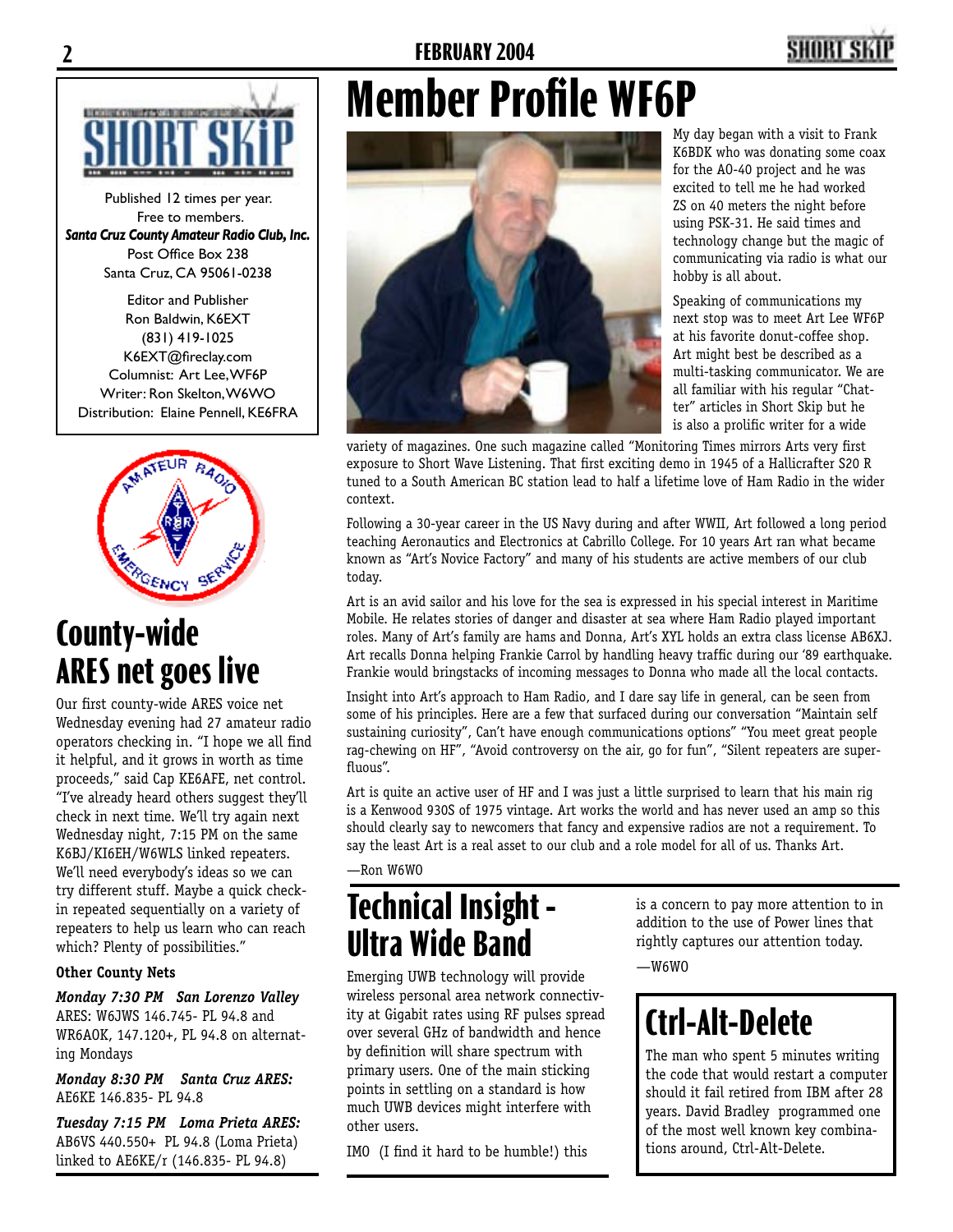Published 12 times per year.
Free to members.
***Santa Cruz County Amateur Radio Club, Inc.***
Post Office Box 238
Santa Cruz, CA 95061-0238

Editor and Publisher
Ron Baldwin, K6EXT
(831) 419-1025
K6EXT@fireclay.com
Columnist: Art Lee, WF6P
Writer: Ron Skelton, W6WO
Distribution: Elaine Pennell, KE6FRA

# County-wide ARES net goes live

Our first county-wide ARES voice net Wednesday evening had 27 amateur radio operators checking in. "I hope we all find it helpful, and it grows in worth as time proceeds," said Cap KE6AFE, net control. "I've already heard others suggest they'll check in next time. We'll try again next Wednesday night, 7:15 PM on the same K6BJ/KI6EH/W6WLS linked repeaters. We'll need everybody's ideas so we can try different stuff. Maybe a quick check-in repeated sequentially on a variety of repeaters to help us learn who can reach which? Plenty of possibilities."

### Other County Nets

***Monday 7:30 PM San Lorenzo Valley*** ARES: W6JWS 146.745- PL 94.8 and WR6AOK, 147.120+, PL 94.8 on alternating Mondays

***Monday 8:30 PM Santa Cruz ARES:*** AE6KE 146.835- PL 94.8

***Tuesday 7:15 PM Loma Prieta ARES:*** AB6VS 440.550+ PL 94.8 (Loma Prieta) linked to AE6KE/r (146.835- PL 94.8)

# Member Profile WF6P

My day began with a visit to Frank K6BDK who was donating some coax for the AO-40 project and he was excited to tell me he had worked ZS on 40 meters the night before using PSK-31. He said times and technology change but the magic of communicating via radio is what our hobby is all about.

Speaking of communications my next stop was to meet Art Lee WF6P at his favorite donut-coffee shop. Art might best be described as a multi-tasking communicator. We are all familiar with his regular "Chatter" articles in Short Skip but he is also a prolific writer for a wide variety of magazines. One such magazine called "Monitoring Times mirrors Arts very first exposure to Short Wave Listening. That first exciting demo in 1945 of a Hallicrafter S20 R tuned to a South American BC station lead to half a lifetime love of Ham Radio in the wider context.

Following a 30-year career in the US Navy during and after WWII, Art followed a long period teaching Aeronautics and Electronics at Cabrillo College. For 10 years Art ran what became known as "Art's Novice Factory" and many of his students are active members of our club today.

Art is an avid sailor and his love for the sea is expressed in his special interest in Maritime Mobile. He relates stories of danger and disaster at sea where Ham Radio played important roles. Many of Art's family are hams and Donna, Art's XYL holds an extra class license AB6XJ. Art recalls Donna helping Frankie Carrol by handling heavy traffic during our '89 earthquake. Frankie would bringstacks of incoming messages to Donna who made all the local contacts.

Insight into Art's approach to Ham Radio, and I dare say life in general, can be seen from some of his principles. Here are a few that surfaced during our conversation "Maintain self sustaining curiosity", Can't have enough communications options" "You meet great people rag-chewing on HF", "Avoid controversy on the air, go for fun", "Silent repeaters are superfluous".

Art is quite an active user of HF and I was just a little surprised to learn that his main rig is a Kenwood 930S of 1975 vintage. Art works the world and has never used an amp so this should clearly say to newcomers that fancy and expensive radios are not a requirement. To say the least Art is a real asset to our club and a role model for all of us. Thanks Art.

—Ron W6WO

# Technical Insight - Ultra Wide Band

Emerging UWB technology will provide wireless personal area network connectivity at Gigabit rates using RF pulses spread over several GHz of bandwidth and hence by definition will share spectrum with primary users. One of the main sticking points in settling on a standard is how much UWB devices might interfere with other users.

IMO (I find it hard to be humble!) this is a concern to pay more attention to in addition to the use of Power lines that rightly captures our attention today.

—W6WO

# Ctrl-Alt-Delete

The man who spent 5 minutes writing the code that would restart a computer should it fail retired from IBM after 28 years. David Bradley programmed one of the most well known key combinations around, Ctrl-Alt-Delete.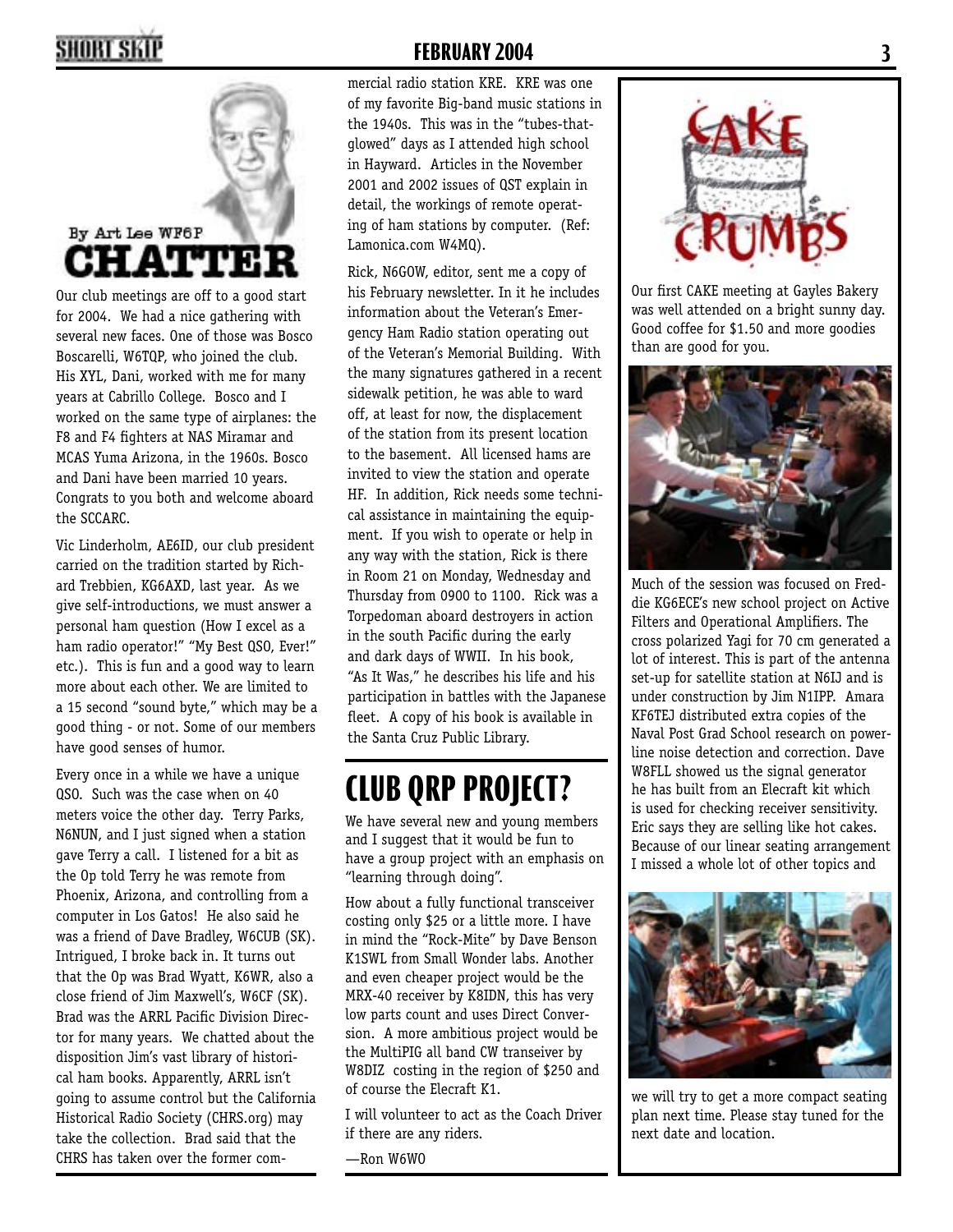By Art Lee WF6P

# CHATTER

Our club meetings are off to a good start for 2004. We had a nice gathering with several new faces. One of those was Bosco Boscarelli, W6TQP, who joined the club. His XYL, Dani, worked with me for many years at Cabrillo College. Bosco and I worked on the same type of airplanes: the F8 and F4 fighters at NAS Miramar and MCAS Yuma Arizona, in the 1960s. Bosco and Dani have been married 10 years. Congrats to you both and welcome aboard the SCCARC.

Vic Linderholm, AE6ID, our club president carried on the tradition started by Richard Trebbien, KG6AXD, last year. As we give self-introductions, we must answer a personal ham question (How I excel as a ham radio operator!" "My Best QSO, Ever!" etc.). This is fun and a good way to learn more about each other. We are limited to a 15 second "sound byte," which may be a good thing - or not. Some of our members have good senses of humor.

Every once in a while we have a unique QSO. Such was the case when on 40 meters voice the other day. Terry Parks, N6NUN, and I just signed when a station gave Terry a call. I listened for a bit as the Op told Terry he was remote from Phoenix, Arizona, and controlling from a computer in Los Gatos! He also said he was a friend of Dave Bradley, W6CUB (SK). Intrigued, I broke back in. It turns out that the Op was Brad Wyatt, K6WR, also a close friend of Jim Maxwell's, W6CF (SK). Brad was the ARRL Pacific Division Director for many years. We chatted about the disposition Jim's vast library of historical ham books. Apparently, ARRL isn't going to assume control but the California Historical Radio Society (CHRS.org) may take the collection. Brad said that the CHRS has taken over the former commercial radio station KRE. KRE was one of my favorite Big-band music stations in the 1940s. This was in the "tubes-that-glowed" days as I attended high school in Hayward. Articles in the November 2001 and 2002 issues of QST explain in detail, the workings of remote operating of ham stations by computer. (Ref: Lamonica.com W4MQ).

Rick, N6GOW, editor, sent me a copy of his February newsletter. In it he includes information about the Veteran's Emergency Ham Radio station operating out of the Veteran's Memorial Building. With the many signatures gathered in a recent sidewalk petition, he was able to ward off, at least for now, the displacement of the station from its present location to the basement. All licensed hams are invited to view the station and operate HF. In addition, Rick needs some technical assistance in maintaining the equipment. If you wish to operate or help in any way with the station, Rick is there in Room 21 on Monday, Wednesday and Thursday from 0900 to 1100. Rick was a Torpedoman aboard destroyers in action in the south Pacific during the early and dark days of WWII. In his book, "As It Was," he describes his life and his participation in battles with the Japanese fleet. A copy of his book is available in the Santa Cruz Public Library.

# CLUB QRP PROJECT?

We have several new and young members and I suggest that it would be fun to have a group project with an emphasis on "learning through doing".

How about a fully functional transceiver costing only $25 or a little more. I have in mind the "Rock-Mite" by Dave Benson K1SWL from Small Wonder labs. Another and even cheaper project would be the MRX-40 receiver by K8IDN, this has very low parts count and uses Direct Conversion. A more ambitious project would be the MultiPIG all band CW transeiver by W8DIZ costing in the region of $250 and of course the Elecraft K1.

I will volunteer to act as the Coach Driver if there are any riders.

—Ron W6WO

# CAKE CRUMBS

Our first CAKE meeting at Gayles Bakery was well attended on a bright sunny day. Good coffee for $1.50 and more goodies than are good for you.

Much of the session was focused on Freddie KG6ECE's new school project on Active Filters and Operational Amplifiers. The cross polarized Yagi for 70 cm generated a lot of interest. This is part of the antenna set-up for satellite station at N6IJ and is under construction by Jim N1IPP. Amara KF6TEJ distributed extra copies of the Naval Post Grad School research on power-line noise detection and correction. Dave W8FLL showed us the signal generator he has built from an Elecraft kit which is used for checking receiver sensitivity. Eric says they are selling like hot cakes. Because of our linear seating arrangement I missed a whole lot of other topics and we will try to get a more compact seating plan next time. Please stay tuned for the next date and location.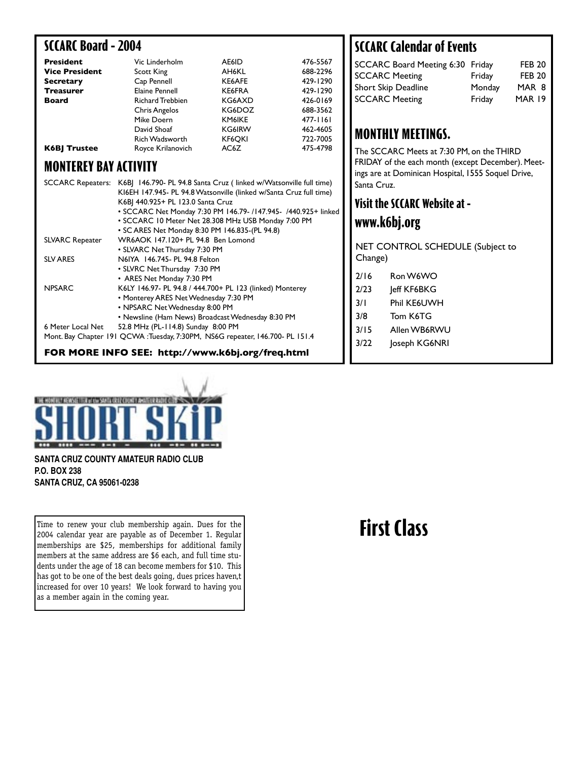## SCCARC Board - 2004

| | | | |
|---|---|---|---|
| **President** | Vic Linderholm | AE6ID | 476-5567 |
| **Vice President** | Scott King | AH6KL | 688-2296 |
| **Secretary** | Cap Pennell | KE6AFE | 429-1290 |
| **Treasurer** | Elaine Pennell | KE6FRA | 429-1290 |
| **Board** | Richard Trebbien | KG6AXD | 426-0169 |
| | Chris Angelos | KG6DOZ | 688-3562 |
| | Mike Doern | KM6IKE | 477-1161 |
| | David Shoaf | KG6IRW | 462-4605 |
| | Rich Wadsworth | KF6QKI | 722-7005 |
| **K6BJ Trustee** | Royce Krilanovich | AC6Z | 475-4798 |

## MONTEREY BAY ACTIVITY

SCCARC Repeaters: K6BJ 146.790- PL 94.8 Santa Cruz ( linked w/Watsonville full time)
KI6EH 147.945- PL 94.8 Watsonville (linked w/Santa Cruz full time)
K6BJ 440.925+ PL 123.0 Santa Cruz
• SCCARC Net Monday 7:30 PM 146.79- /147.945- /440.925+ linked
• SCCARC 10 Meter Net 28.308 MHz USB Monday 7:00 PM
• SC ARES Net Monday 8:30 PM 146.835-(PL 94.8)

SLVARC Repeater: WR6AOK 147.120+ PL 94.8 Ben Lomond
• SLVARC Net Thursday 7:30 PM

SLV ARES: N6IYA 146.745- PL 94.8 Felton
• SLVRC Net Thursday 7:30 PM
• ARES Net Monday 7:30 PM

NPSARC: K6LY 146.97- PL 94.8 / 444.700+ PL 123 (linked) Monterey
• Monterey ARES Net Wednesday 7:30 PM
• NPSARC Net Wednesday 8:00 PM
• Newsline (Ham News) Broadcast Wednesday 8:30 PM

6 Meter Local Net: 52.8 MHz (PL-114.8) Sunday 8:00 PM

Mont. Bay Chapter 191 QCWA :Tuesday, 7:30PM, NS6G repeater, 146.700- PL 151.4

**FOR MORE INFO SEE: http://www.k6bj.org/freq.html**

## SCCARC Calendar of Events

| | | |
|---|---|---|
| SCCARC Board Meeting 6:30 | Friday | FEB 20 |
| SCCARC Meeting | Friday | FEB 20 |
| Short Skip Deadline | Monday | MAR 8 |
| SCCARC Meeting | Friday | MAR 19 |

## MONTHLY MEETINGS.

The SCCARC Meets at 7:30 PM, on the THIRD FRIDAY of the each month (except December). Meetings are at Dominican Hospital, 1555 Soquel Drive, Santa Cruz.

### Visit the SCCARC Website at - www.k6bj.org

NET CONTROL SCHEDULE (Subject to Change)

| | |
|---|---|
| 2/16 | Ron W6WO |
| 2/23 | Jeff KF6BKG |
| 3/1 | Phil KE6UWH |
| 3/8 | Tom K6TG |
| 3/15 | Allen WB6RWU |
| 3/22 | Joseph KG6NRI |

THE MONTHLY NEWSLETTER of the SANTA CRUZ COUNTY AMATEUR RADIO CLUB

SHORT SKIP

**SANTA CRUZ COUNTY AMATEUR RADIO CLUB**
**P.O. BOX 238**
**SANTA CRUZ, CA 95061-0238**

Time to renew your club membership again. Dues for the 2004 calendar year are payable as of December 1. Regular memberships are $25, memberships for additional family members at the same address are $6 each, and full time students under the age of 18 can become members for $10. This has got to be one of the best deals going, dues prices haven,t increased for over 10 years! We look forward to having you as a member again in the coming year.

# First Class